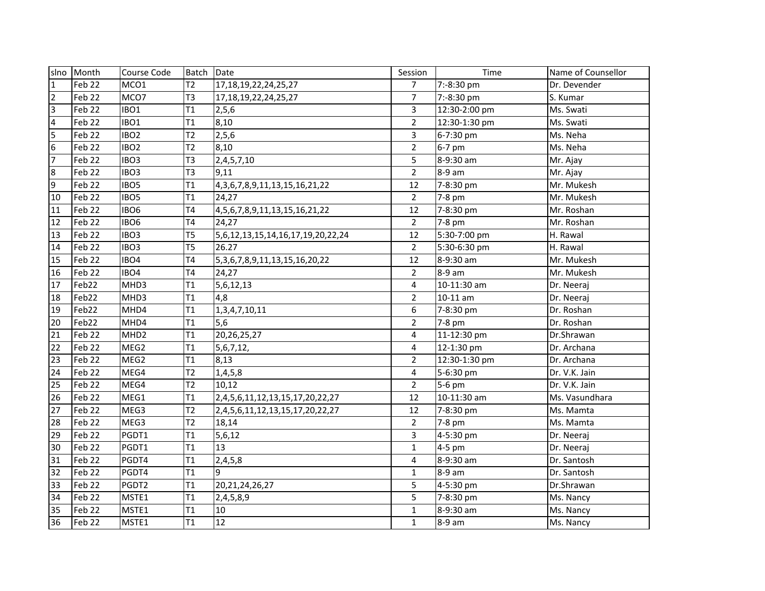| slno | Month | Course Code | Batch | Date | Session | Time | Name of Counsellor |
|---|---|---|---|---|---|---|---|
| 1 | Feb 22 | MCO1 | T2 | 17,18,19,22,24,25,27 | 7 | 7:-8:30 pm | Dr. Devender |
| 2 | Feb 22 | MCO7 | T3 | 17,18,19,22,24,25,27 | 7 | 7:-8:30 pm | S. Kumar |
| 3 | Feb 22 | IBO1 | T1 | 2,5,6 | 3 | 12:30-2:00 pm | Ms. Swati |
| 4 | Feb 22 | IBO1 | T1 | 8,10 | 2 | 12:30-1:30 pm | Ms. Swati |
| 5 | Feb 22 | IBO2 | T2 | 2,5,6 | 3 | 6-7:30 pm | Ms. Neha |
| 6 | Feb 22 | IBO2 | T2 | 8,10 | 2 | 6-7 pm | Ms. Neha |
| 7 | Feb 22 | IBO3 | T3 | 2,4,5,7,10 | 5 | 8-9:30 am | Mr. Ajay |
| 8 | Feb 22 | IBO3 | T3 | 9,11 | 2 | 8-9 am | Mr. Ajay |
| 9 | Feb 22 | IBO5 | T1 | 4,3,6,7,8,9,11,13,15,16,21,22 | 12 | 7-8:30 pm | Mr. Mukesh |
| 10 | Feb 22 | IBO5 | T1 | 24,27 | 2 | 7-8 pm | Mr. Mukesh |
| 11 | Feb 22 | IBO6 | T4 | 4,5,6,7,8,9,11,13,15,16,21,22 | 12 | 7-8:30 pm | Mr. Roshan |
| 12 | Feb 22 | IBO6 | T4 | 24,27 | 2 | 7-8 pm | Mr. Roshan |
| 13 | Feb 22 | IBO3 | T5 | 5,6,12,13,15,14,16,17,19,20,22,24 | 12 | 5:30-7:00 pm | H. Rawal |
| 14 | Feb 22 | IBO3 | T5 | 26.27 | 2 | 5:30-6:30 pm | H. Rawal |
| 15 | Feb 22 | IBO4 | T4 | 5,3,6,7,8,9,11,13,15,16,20,22 | 12 | 8-9:30 am | Mr. Mukesh |
| 16 | Feb 22 | IBO4 | T4 | 24,27 | 2 | 8-9 am | Mr. Mukesh |
| 17 | Feb22 | MHD3 | T1 | 5,6,12,13 | 4 | 10-11:30 am | Dr. Neeraj |
| 18 | Feb22 | MHD3 | T1 | 4,8 | 2 | 10-11 am | Dr. Neeraj |
| 19 | Feb22 | MHD4 | T1 | 1,3,4,7,10,11 | 6 | 7-8:30 pm | Dr. Roshan |
| 20 | Feb22 | MHD4 | T1 | 5,6 | 2 | 7-8 pm | Dr. Roshan |
| 21 | Feb 22 | MHD2 | T1 | 20,26,25,27 | 4 | 11-12:30 pm | Dr.Shrawan |
| 22 | Feb 22 | MEG2 | T1 | 5,6,7,12, | 4 | 12-1:30 pm | Dr. Archana |
| 23 | Feb 22 | MEG2 | T1 | 8,13 | 2 | 12:30-1:30 pm | Dr. Archana |
| 24 | Feb 22 | MEG4 | T2 | 1,4,5,8 | 4 | 5-6:30 pm | Dr. V.K. Jain |
| 25 | Feb 22 | MEG4 | T2 | 10,12 | 2 | 5-6 pm | Dr. V.K. Jain |
| 26 | Feb 22 | MEG1 | T1 | 2,4,5,6,11,12,13,15,17,20,22,27 | 12 | 10-11:30 am | Ms. Vasundhara |
| 27 | Feb 22 | MEG3 | T2 | 2,4,5,6,11,12,13,15,17,20,22,27 | 12 | 7-8:30 pm | Ms. Mamta |
| 28 | Feb 22 | MEG3 | T2 | 18,14 | 2 | 7-8 pm | Ms. Mamta |
| 29 | Feb 22 | PGDT1 | T1 | 5,6,12 | 3 | 4-5:30 pm | Dr. Neeraj |
| 30 | Feb 22 | PGDT1 | T1 | 13 | 1 | 4-5 pm | Dr. Neeraj |
| 31 | Feb 22 | PGDT4 | T1 | 2,4,5,8 | 4 | 8-9:30 am | Dr. Santosh |
| 32 | Feb 22 | PGDT4 | T1 | 9 | 1 | 8-9 am | Dr. Santosh |
| 33 | Feb 22 | PGDT2 | T1 | 20,21,24,26,27 | 5 | 4-5:30 pm | Dr.Shrawan |
| 34 | Feb 22 | MSTE1 | T1 | 2,4,5,8,9 | 5 | 7-8:30 pm | Ms. Nancy |
| 35 | Feb 22 | MSTE1 | T1 | 10 | 1 | 8-9:30 am | Ms. Nancy |
| 36 | Feb 22 | MSTE1 | T1 | 12 | 1 | 8-9 am | Ms. Nancy |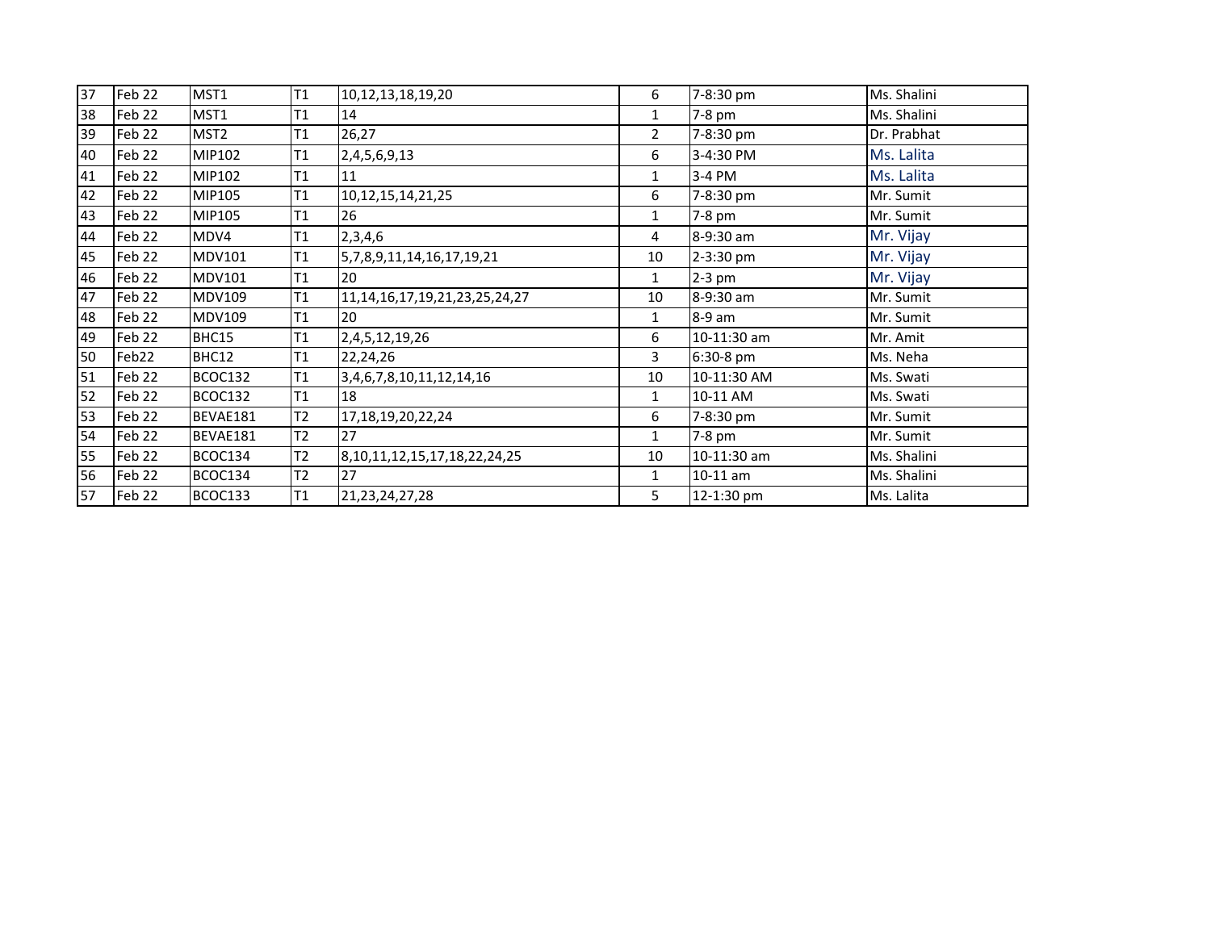| | | | | | | | |
|---|---|---|---|---|---|---|---|
| 37 | Feb 22 | MST1 | T1 | 10,12,13,18,19,20 | 6 | 7-8:30 pm | Ms. Shalini |
| 38 | Feb 22 | MST1 | T1 | 14 | 1 | 7-8 pm | Ms. Shalini |
| 39 | Feb 22 | MST2 | T1 | 26,27 | 2 | 7-8:30 pm | Dr. Prabhat |
| 40 | Feb 22 | MIP102 | T1 | 2,4,5,6,9,13 | 6 | 3-4:30 PM | Ms. Lalita |
| 41 | Feb 22 | MIP102 | T1 | 11 | 1 | 3-4 PM | Ms. Lalita |
| 42 | Feb 22 | MIP105 | T1 | 10,12,15,14,21,25 | 6 | 7-8:30 pm | Mr. Sumit |
| 43 | Feb 22 | MIP105 | T1 | 26 | 1 | 7-8 pm | Mr. Sumit |
| 44 | Feb 22 | MDV4 | T1 | 2,3,4,6 | 4 | 8-9:30 am | Mr. Vijay |
| 45 | Feb 22 | MDV101 | T1 | 5,7,8,9,11,14,16,17,19,21 | 10 | 2-3:30 pm | Mr. Vijay |
| 46 | Feb 22 | MDV101 | T1 | 20 | 1 | 2-3 pm | Mr. Vijay |
| 47 | Feb 22 | MDV109 | T1 | 11,14,16,17,19,21,23,25,24,27 | 10 | 8-9:30 am | Mr. Sumit |
| 48 | Feb 22 | MDV109 | T1 | 20 | 1 | 8-9 am | Mr. Sumit |
| 49 | Feb 22 | BHC15 | T1 | 2,4,5,12,19,26 | 6 | 10-11:30 am | Mr. Amit |
| 50 | Feb22 | BHC12 | T1 | 22,24,26 | 3 | 6:30-8 pm | Ms. Neha |
| 51 | Feb 22 | BCOC132 | T1 | 3,4,6,7,8,10,11,12,14,16 | 10 | 10-11:30 AM | Ms. Swati |
| 52 | Feb 22 | BCOC132 | T1 | 18 | 1 | 10-11 AM | Ms. Swati |
| 53 | Feb 22 | BEVAE181 | T2 | 17,18,19,20,22,24 | 6 | 7-8:30 pm | Mr. Sumit |
| 54 | Feb 22 | BEVAE181 | T2 | 27 | 1 | 7-8 pm | Mr. Sumit |
| 55 | Feb 22 | BCOC134 | T2 | 8,10,11,12,15,17,18,22,24,25 | 10 | 10-11:30 am | Ms. Shalini |
| 56 | Feb 22 | BCOC134 | T2 | 27 | 1 | 10-11 am | Ms. Shalini |
| 57 | Feb 22 | BCOC133 | T1 | 21,23,24,27,28 | 5 | 12-1:30 pm | Ms. Lalita |